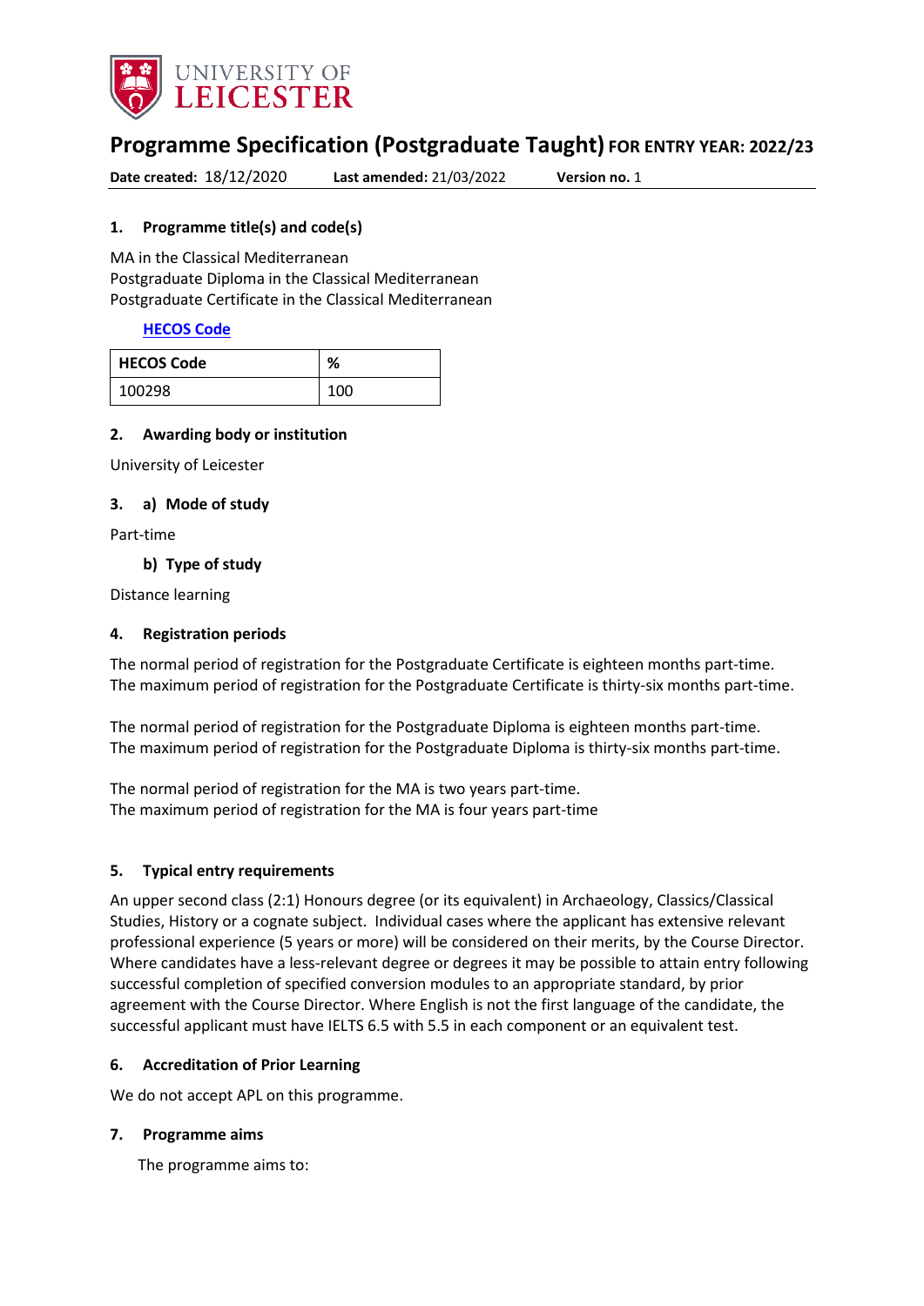# Programme Specification (Postgraduate Taught) FOR ENTRY YEAR: 2022/23

**Date created:** 18/12/2020 **Last amended:** 21/03/2022 **Version no.** 1

## 1. Programme title(s) and code(s)

MA in the Classical Mediterranean
Postgraduate Diploma in the Classical Mediterranean
Postgraduate Certificate in the Classical Mediterranean

**HECOS Code**

| HECOS Code | % |
|---|---|
| 100298 | 100 |

## 2. Awarding body or institution

University of Leicester

## 3. a) Mode of study

Part-time

### b) Type of study

Distance learning

## 4. Registration periods

The normal period of registration for the Postgraduate Certificate is eighteen months part-time.
The maximum period of registration for the Postgraduate Certificate is thirty-six months part-time.

The normal period of registration for the Postgraduate Diploma is eighteen months part-time.
The maximum period of registration for the Postgraduate Diploma is thirty-six months part-time.

The normal period of registration for the MA is two years part-time.
The maximum period of registration for the MA is four years part-time

## 5. Typical entry requirements

An upper second class (2:1) Honours degree (or its equivalent) in Archaeology, Classics/Classical Studies, History or a cognate subject. Individual cases where the applicant has extensive relevant professional experience (5 years or more) will be considered on their merits, by the Course Director. Where candidates have a less-relevant degree or degrees it may be possible to attain entry following successful completion of specified conversion modules to an appropriate standard, by prior agreement with the Course Director. Where English is not the first language of the candidate, the successful applicant must have IELTS 6.5 with 5.5 in each component or an equivalent test.

## 6. Accreditation of Prior Learning

We do not accept APL on this programme.

## 7. Programme aims

The programme aims to: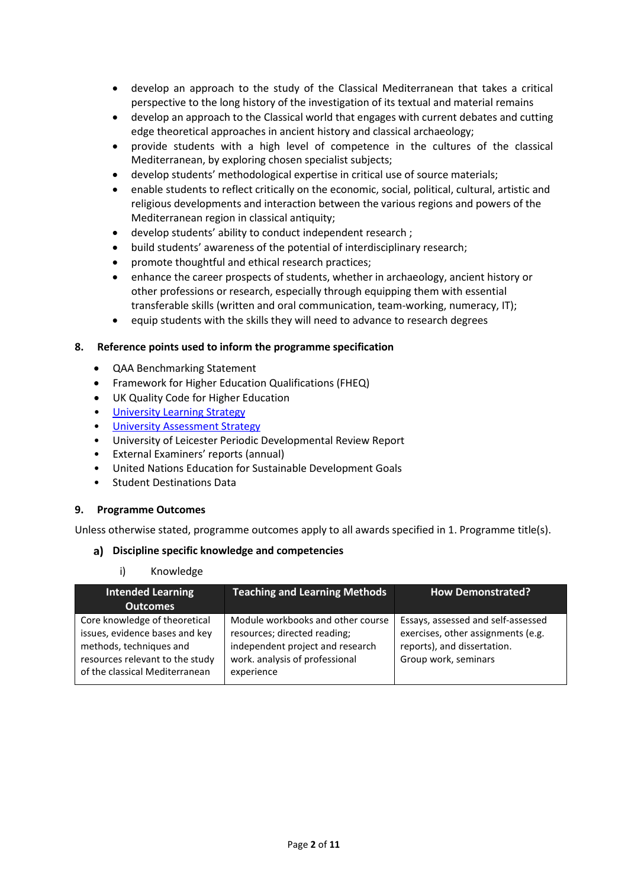- develop an approach to the study of the Classical Mediterranean that takes a critical perspective to the long history of the investigation of its textual and material remains
- develop an approach to the Classical world that engages with current debates and cutting edge theoretical approaches in ancient history and classical archaeology;
- provide students with a high level of competence in the cultures of the classical Mediterranean, by exploring chosen specialist subjects;
- develop students' methodological expertise in critical use of source materials;
- enable students to reflect critically on the economic, social, political, cultural, artistic and religious developments and interaction between the various regions and powers of the Mediterranean region in classical antiquity;
- develop students' ability to conduct independent research ;
- build students' awareness of the potential of interdisciplinary research;
- promote thoughtful and ethical research practices;
- enhance the career prospects of students, whether in archaeology, ancient history or other professions or research, especially through equipping them with essential transferable skills (written and oral communication, team-working, numeracy, IT);
- equip students with the skills they will need to advance to research degrees

## 8. Reference points used to inform the programme specification

- QAA Benchmarking Statement
- Framework for Higher Education Qualifications (FHEQ)
- UK Quality Code for Higher Education
- University Learning Strategy
- University Assessment Strategy
- University of Leicester Periodic Developmental Review Report
- External Examiners' reports (annual)
- United Nations Education for Sustainable Development Goals
- Student Destinations Data

## 9. Programme Outcomes

Unless otherwise stated, programme outcomes apply to all awards specified in 1. Programme title(s).

### a) Discipline specific knowledge and competencies

i) Knowledge

| Intended Learning Outcomes | Teaching and Learning Methods | How Demonstrated? |
|---|---|---|
| Core knowledge of theoretical issues, evidence bases and key methods, techniques and resources relevant to the study of the classical Mediterranean | Module workbooks and other course resources; directed reading; independent project and research work. analysis of professional experience | Essays, assessed and self-assessed exercises, other assignments (e.g. reports), and dissertation. Group work, seminars |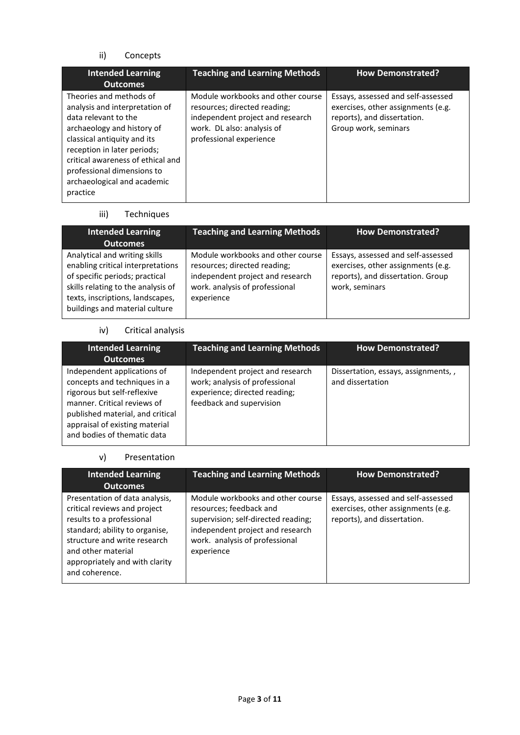ii) Concepts

| Intended Learning Outcomes | Teaching and Learning Methods | How Demonstrated? |
|---|---|---|
| Theories and methods of analysis and interpretation of data relevant to the archaeology and history of classical antiquity and its reception in later periods; critical awareness of ethical and professional dimensions to archaeological and academic practice | Module workbooks and other course resources; directed reading; independent project and research work. DL also: analysis of professional experience | Essays, assessed and self-assessed exercises, other assignments (e.g. reports), and dissertation. Group work, seminars |

iii) Techniques

| Intended Learning Outcomes | Teaching and Learning Methods | How Demonstrated? |
|---|---|---|
| Analytical and writing skills enabling critical interpretations of specific periods; practical skills relating to the analysis of texts, inscriptions, landscapes, buildings and material culture | Module workbooks and other course resources; directed reading; independent project and research work. analysis of professional experience | Essays, assessed and self-assessed exercises, other assignments (e.g. reports), and dissertation. Group work, seminars |

iv) Critical analysis

| Intended Learning Outcomes | Teaching and Learning Methods | How Demonstrated? |
|---|---|---|
| Independent applications of concepts and techniques in a rigorous but self-reflexive manner. Critical reviews of published material, and critical appraisal of existing material and bodies of thematic data | Independent project and research work; analysis of professional experience; directed reading; feedback and supervision | Dissertation, essays, assignments, , and dissertation |

v) Presentation

| Intended Learning Outcomes | Teaching and Learning Methods | How Demonstrated? |
|---|---|---|
| Presentation of data analysis, critical reviews and project results to a professional standard; ability to organise, structure and write research and other material appropriately and with clarity and coherence. | Module workbooks and other course resources; feedback and supervision; self-directed reading; independent project and research work. analysis of professional experience | Essays, assessed and self-assessed exercises, other assignments (e.g. reports), and dissertation. |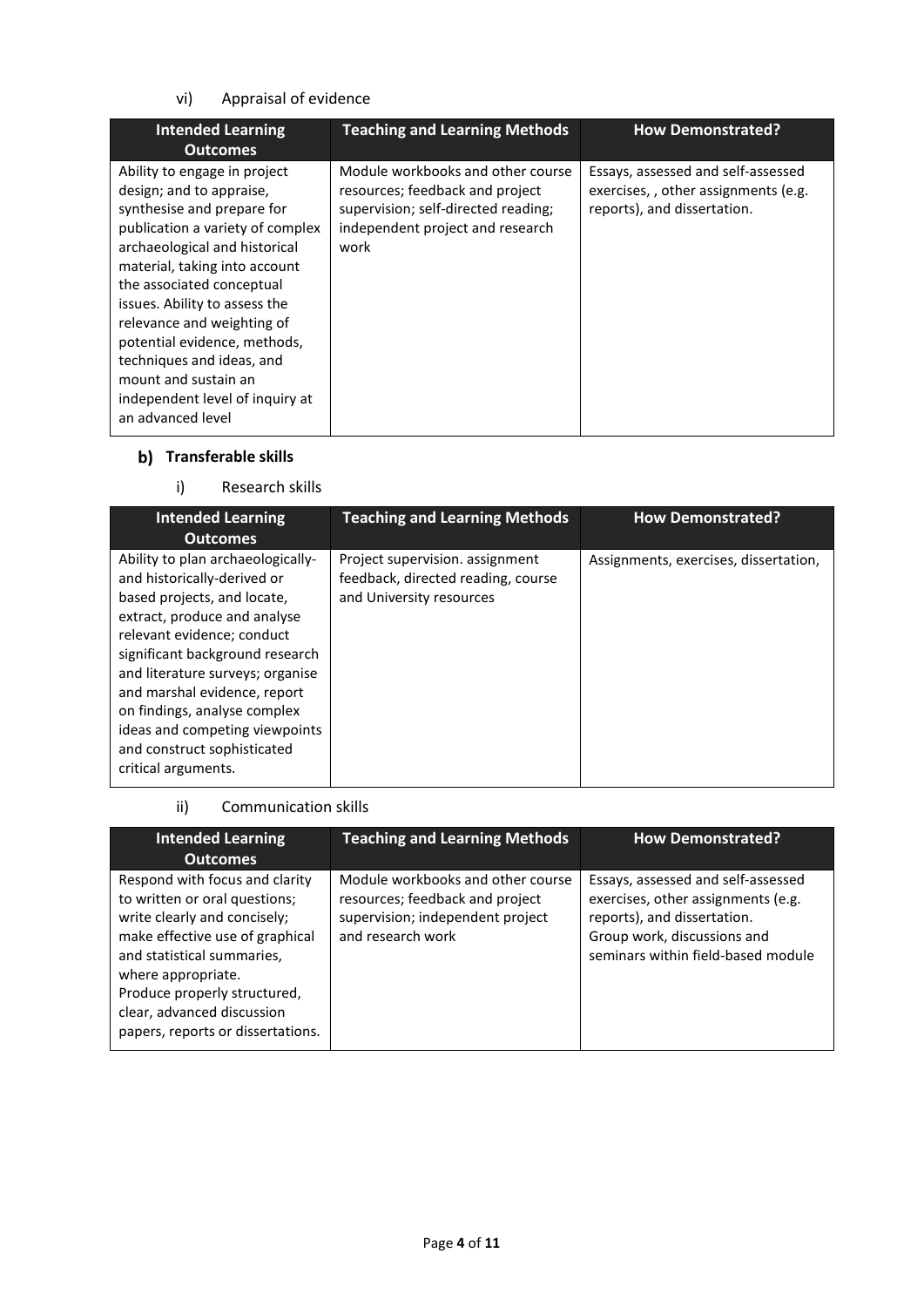vi) Appraisal of evidence

| Intended Learning Outcomes | Teaching and Learning Methods | How Demonstrated? |
| --- | --- | --- |
| Ability to engage in project design; and to appraise, synthesise and prepare for publication a variety of complex archaeological and historical material, taking into account the associated conceptual issues. Ability to assess the relevance and weighting of potential evidence, methods, techniques and ideas, and mount and sustain an independent level of inquiry at an advanced level | Module workbooks and other course resources; feedback and project supervision; self-directed reading; independent project and research work | Essays, assessed and self-assessed exercises, , other assignments (e.g. reports), and dissertation. |

## b) Transferable skills

i) Research skills

| Intended Learning Outcomes | Teaching and Learning Methods | How Demonstrated? |
| --- | --- | --- |
| Ability to plan archaeologically- and historically-derived or based projects, and locate, extract, produce and analyse relevant evidence; conduct significant background research and literature surveys; organise and marshal evidence, report on findings, analyse complex ideas and competing viewpoints and construct sophisticated critical arguments. | Project supervision. assignment feedback, directed reading, course and University resources | Assignments, exercises, dissertation, |

ii) Communication skills

| Intended Learning Outcomes | Teaching and Learning Methods | How Demonstrated? |
| --- | --- | --- |
| Respond with focus and clarity to written or oral questions; write clearly and concisely; make effective use of graphical and statistical summaries, where appropriate. Produce properly structured, clear, advanced discussion papers, reports or dissertations. | Module workbooks and other course resources; feedback and project supervision; independent project and research work | Essays, assessed and self-assessed exercises, other assignments (e.g. reports), and dissertation. Group work, discussions and seminars within field-based module |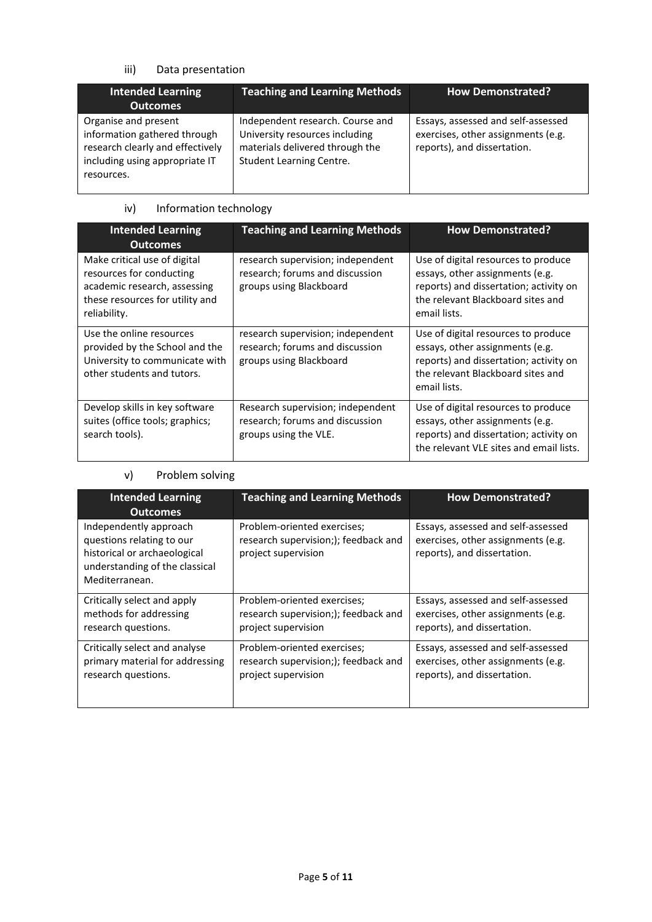iii) Data presentation

| Intended Learning Outcomes | Teaching and Learning Methods | How Demonstrated? |
| --- | --- | --- |
| Organise and present information gathered through research clearly and effectively including using appropriate IT resources. | Independent research. Course and University resources including materials delivered through the Student Learning Centre. | Essays, assessed and self-assessed exercises, other assignments (e.g. reports), and dissertation. |

iv) Information technology

| Intended Learning Outcomes | Teaching and Learning Methods | How Demonstrated? |
| --- | --- | --- |
| Make critical use of digital resources for conducting academic research, assessing these resources for utility and reliability. | research supervision; independent research; forums and discussion groups using Blackboard | Use of digital resources to produce essays, other assignments (e.g. reports) and dissertation; activity on the relevant Blackboard sites and email lists. |
| Use the online resources provided by the School and the University to communicate with other students and tutors. | research supervision; independent research; forums and discussion groups using Blackboard | Use of digital resources to produce essays, other assignments (e.g. reports) and dissertation; activity on the relevant Blackboard sites and email lists. |
| Develop skills in key software suites (office tools; graphics; search tools). | Research supervision; independent research; forums and discussion groups using the VLE. | Use of digital resources to produce essays, other assignments (e.g. reports) and dissertation; activity on the relevant VLE sites and email lists. |

v) Problem solving

| Intended Learning Outcomes | Teaching and Learning Methods | How Demonstrated? |
| --- | --- | --- |
| Independently approach questions relating to our historical or archaeological understanding of the classical Mediterranean. | Problem-oriented exercises; research supervision;); feedback and project supervision | Essays, assessed and self-assessed exercises, other assignments (e.g. reports), and dissertation. |
| Critically select and apply methods for addressing research questions. | Problem-oriented exercises; research supervision;); feedback and project supervision | Essays, assessed and self-assessed exercises, other assignments (e.g. reports), and dissertation. |
| Critically select and analyse primary material for addressing research questions. | Problem-oriented exercises; research supervision;); feedback and project supervision | Essays, assessed and self-assessed exercises, other assignments (e.g. reports), and dissertation. |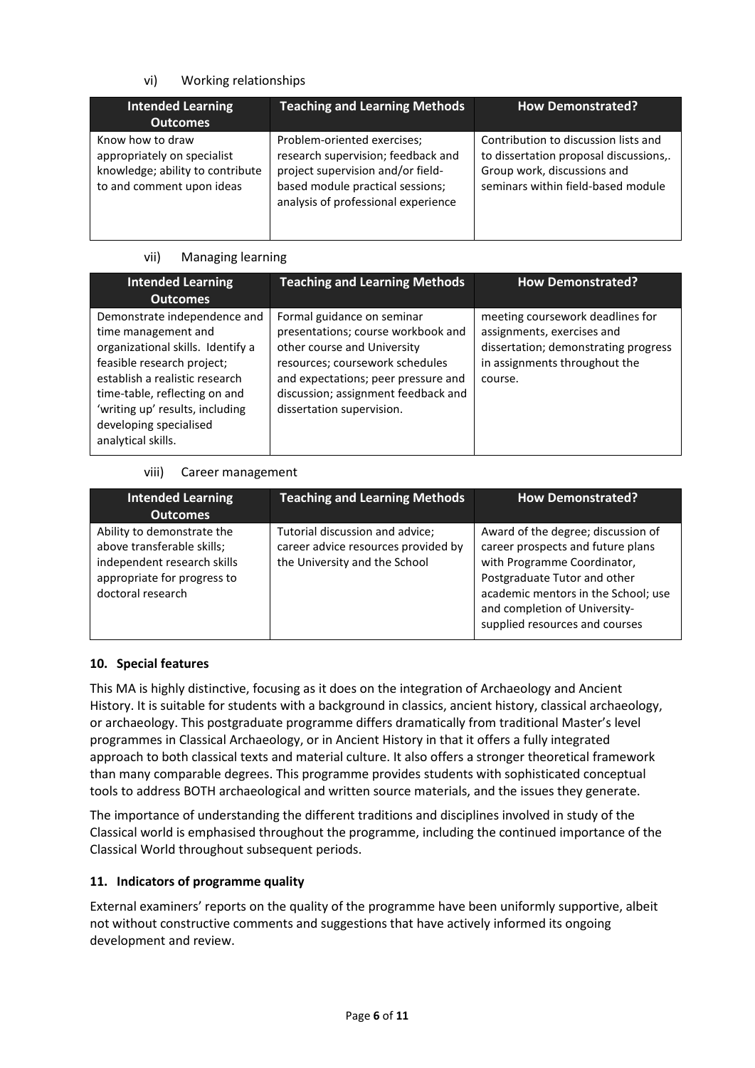vi) Working relationships

| Intended Learning Outcomes | Teaching and Learning Methods | How Demonstrated? |
|---|---|---|
| Know how to draw appropriately on specialist knowledge; ability to contribute to and comment upon ideas | Problem-oriented exercises; research supervision; feedback and project supervision and/or field-based module practical sessions; analysis of professional experience | Contribution to discussion lists and to dissertation proposal discussions,. Group work, discussions and seminars within field-based module |

vii) Managing learning

| Intended Learning Outcomes | Teaching and Learning Methods | How Demonstrated? |
|---|---|---|
| Demonstrate independence and time management and organizational skills. Identify a feasible research project; establish a realistic research time-table, reflecting on and 'writing up' results, including developing specialised analytical skills. | Formal guidance on seminar presentations; course workbook and other course and University resources; coursework schedules and expectations; peer pressure and discussion; assignment feedback and dissertation supervision. | meeting coursework deadlines for assignments, exercises and dissertation; demonstrating progress in assignments throughout the course. |

viii) Career management

| Intended Learning Outcomes | Teaching and Learning Methods | How Demonstrated? |
|---|---|---|
| Ability to demonstrate the above transferable skills; independent research skills appropriate for progress to doctoral research | Tutorial discussion and advice; career advice resources provided by the University and the School | Award of the degree; discussion of career prospects and future plans with Programme Coordinator, Postgraduate Tutor and other academic mentors in the School; use and completion of University-supplied resources and courses |

## 10. Special features

This MA is highly distinctive, focusing as it does on the integration of Archaeology and Ancient History. It is suitable for students with a background in classics, ancient history, classical archaeology, or archaeology. This postgraduate programme differs dramatically from traditional Master's level programmes in Classical Archaeology, or in Ancient History in that it offers a fully integrated approach to both classical texts and material culture. It also offers a stronger theoretical framework than many comparable degrees. This programme provides students with sophisticated conceptual tools to address BOTH archaeological and written source materials, and the issues they generate.

The importance of understanding the different traditions and disciplines involved in study of the Classical world is emphasised throughout the programme, including the continued importance of the Classical World throughout subsequent periods.

## 11. Indicators of programme quality

External examiners' reports on the quality of the programme have been uniformly supportive, albeit not without constructive comments and suggestions that have actively informed its ongoing development and review.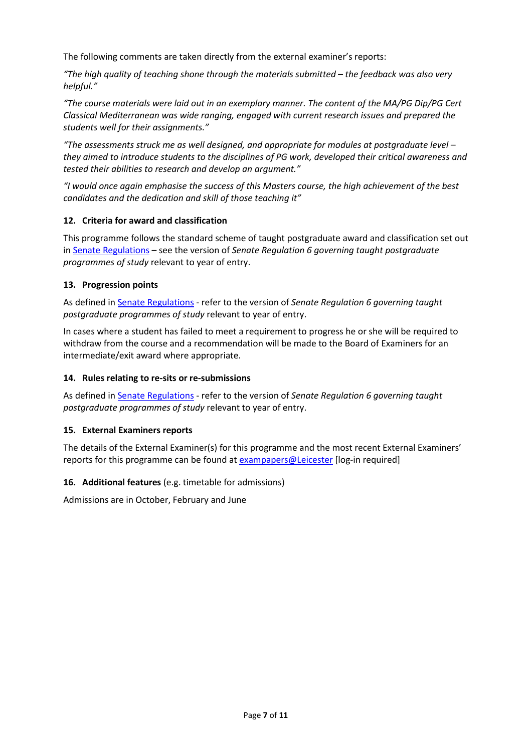The following comments are taken directly from the external examiner's reports:

*"The high quality of teaching shone through the materials submitted – the feedback was also very helpful."*

*"The course materials were laid out in an exemplary manner. The content of the MA/PG Dip/PG Cert Classical Mediterranean was wide ranging, engaged with current research issues and prepared the students well for their assignments."*

*"The assessments struck me as well designed, and appropriate for modules at postgraduate level – they aimed to introduce students to the disciplines of PG work, developed their critical awareness and tested their abilities to research and develop an argument."*

*"I would once again emphasise the success of this Masters course, the high achievement of the best candidates and the dedication and skill of those teaching it"*

### 12. Criteria for award and classification

This programme follows the standard scheme of taught postgraduate award and classification set out in Senate Regulations – see the version of *Senate Regulation 6 governing taught postgraduate programmes of study* relevant to year of entry.

### 13. Progression points

As defined in Senate Regulations - refer to the version of *Senate Regulation 6 governing taught postgraduate programmes of study* relevant to year of entry.

In cases where a student has failed to meet a requirement to progress he or she will be required to withdraw from the course and a recommendation will be made to the Board of Examiners for an intermediate/exit award where appropriate.

### 14. Rules relating to re-sits or re-submissions

As defined in Senate Regulations - refer to the version of *Senate Regulation 6 governing taught postgraduate programmes of study* relevant to year of entry.

### 15. External Examiners reports

The details of the External Examiner(s) for this programme and the most recent External Examiners' reports for this programme can be found at exampapers@Leicester [log-in required]

### 16. Additional features (e.g. timetable for admissions)

Admissions are in October, February and June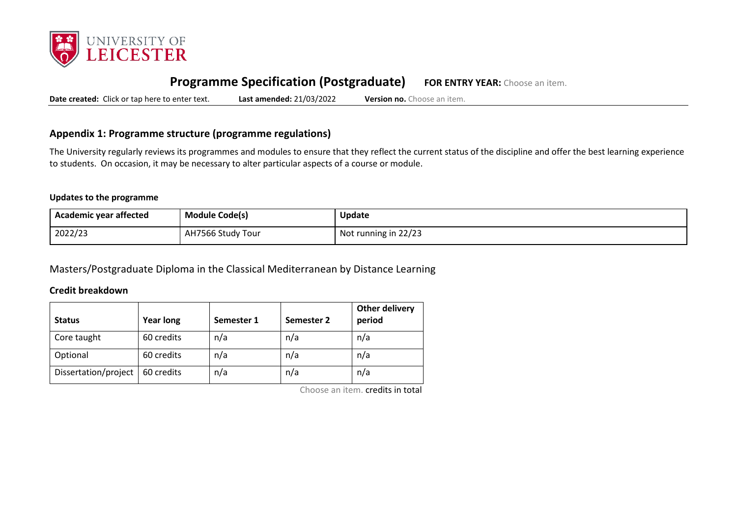# Programme Specification (Postgraduate) **FOR ENTRY YEAR:** Choose an item.

**Date created:** Click or tap here to enter text. **Last amended:** 21/03/2022 **Version no.** Choose an item.

## Appendix 1: Programme structure (programme regulations)

The University regularly reviews its programmes and modules to ensure that they reflect the current status of the discipline and offer the best learning experience to students. On occasion, it may be necessary to alter particular aspects of a course or module.

### Updates to the programme

| Academic year affected | Module Code(s) | Update |
|---|---|---|
| 2022/23 | AH7566 Study Tour | Not running in 22/23 |

## Masters/Postgraduate Diploma in the Classical Mediterranean by Distance Learning

### Credit breakdown

| Status | Year long | Semester 1 | Semester 2 | Other delivery period |
|---|---|---|---|---|
| Core taught | 60 credits | n/a | n/a | n/a |
| Optional | 60 credits | n/a | n/a | n/a |
| Dissertation/project | 60 credits | n/a | n/a | n/a |

Choose an item. credits in total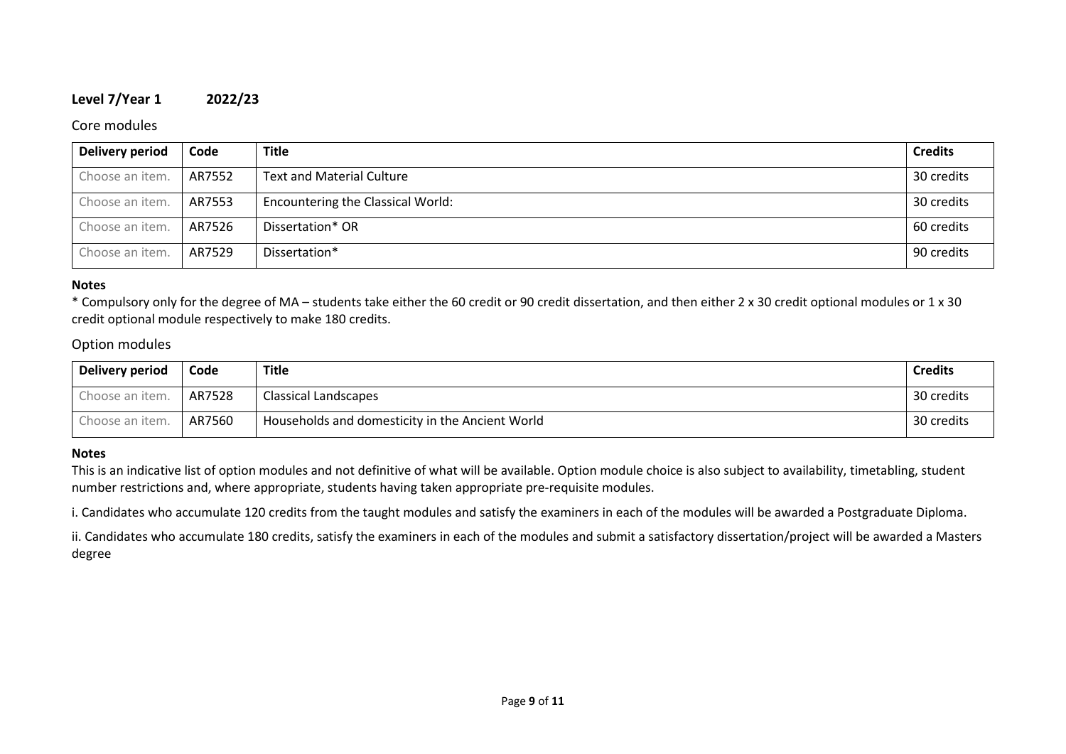**Level 7/Year 1 2022/23**

Core modules

| Delivery period | Code | Title | Credits |
|---|---|---|---|
| Choose an item. | AR7552 | Text and Material Culture | 30 credits |
| Choose an item. | AR7553 | Encountering the Classical World: | 30 credits |
| Choose an item. | AR7526 | Dissertation* OR | 60 credits |
| Choose an item. | AR7529 | Dissertation* | 90 credits |

**Notes**

* Compulsory only for the degree of MA – students take either the 60 credit or 90 credit dissertation, and then either 2 x 30 credit optional modules or 1 x 30 credit optional module respectively to make 180 credits.

Option modules

| Delivery period | Code | Title | Credits |
|---|---|---|---|
| Choose an item. | AR7528 | Classical Landscapes | 30 credits |
| Choose an item. | AR7560 | Households and domesticity in the Ancient World | 30 credits |

**Notes**

This is an indicative list of option modules and not definitive of what will be available. Option module choice is also subject to availability, timetabling, student number restrictions and, where appropriate, students having taken appropriate pre-requisite modules.

i. Candidates who accumulate 120 credits from the taught modules and satisfy the examiners in each of the modules will be awarded a Postgraduate Diploma.

ii. Candidates who accumulate 180 credits, satisfy the examiners in each of the modules and submit a satisfactory dissertation/project will be awarded a Masters degree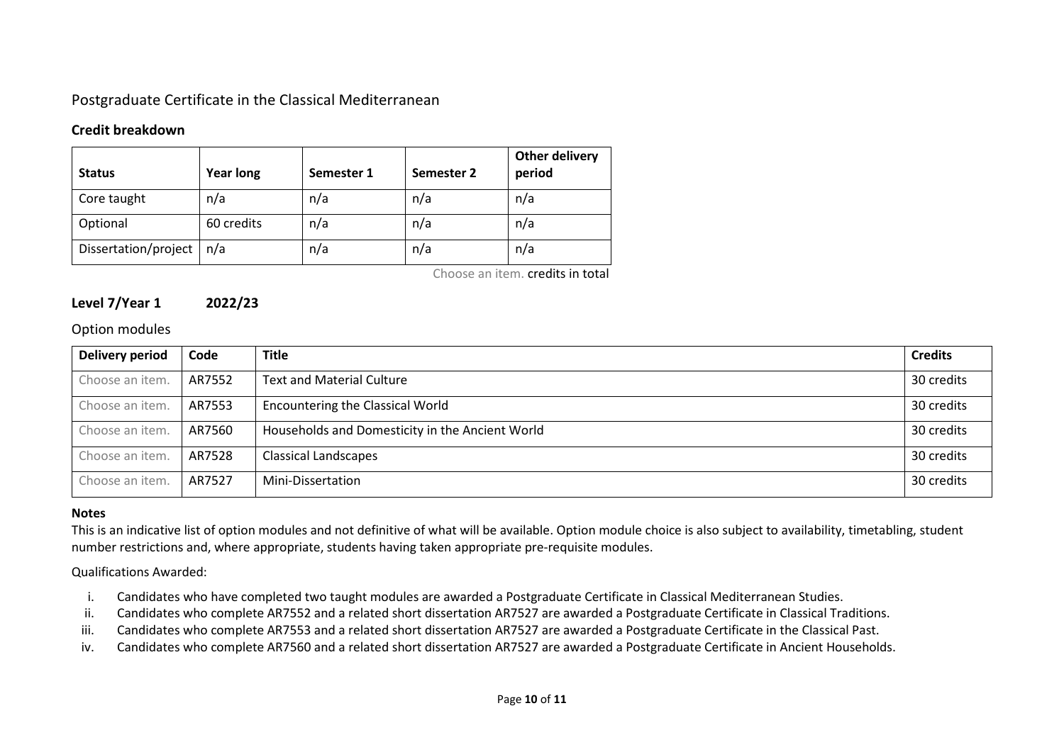## Postgraduate Certificate in the Classical Mediterranean

### Credit breakdown

| Status | Year long | Semester 1 | Semester 2 | Other delivery period |
|---|---|---|---|---|
| Core taught | n/a | n/a | n/a | n/a |
| Optional | 60 credits | n/a | n/a | n/a |
| Dissertation/project | n/a | n/a | n/a | n/a |

Choose an item. credits in total

### Level 7/Year 1 2022/23

Option modules

| Delivery period | Code | Title | Credits |
|---|---|---|---|
| Choose an item. | AR7552 | Text and Material Culture | 30 credits |
| Choose an item. | AR7553 | Encountering the Classical World | 30 credits |
| Choose an item. | AR7560 | Households and Domesticity in the Ancient World | 30 credits |
| Choose an item. | AR7528 | Classical Landscapes | 30 credits |
| Choose an item. | AR7527 | Mini-Dissertation | 30 credits |

**Notes**

This is an indicative list of option modules and not definitive of what will be available. Option module choice is also subject to availability, timetabling, student number restrictions and, where appropriate, students having taken appropriate pre-requisite modules.

Qualifications Awarded:

i. Candidates who have completed two taught modules are awarded a Postgraduate Certificate in Classical Mediterranean Studies.
ii. Candidates who complete AR7552 and a related short dissertation AR7527 are awarded a Postgraduate Certificate in Classical Traditions.
iii. Candidates who complete AR7553 and a related short dissertation AR7527 are awarded a Postgraduate Certificate in the Classical Past.
iv. Candidates who complete AR7560 and a related short dissertation AR7527 are awarded a Postgraduate Certificate in Ancient Households.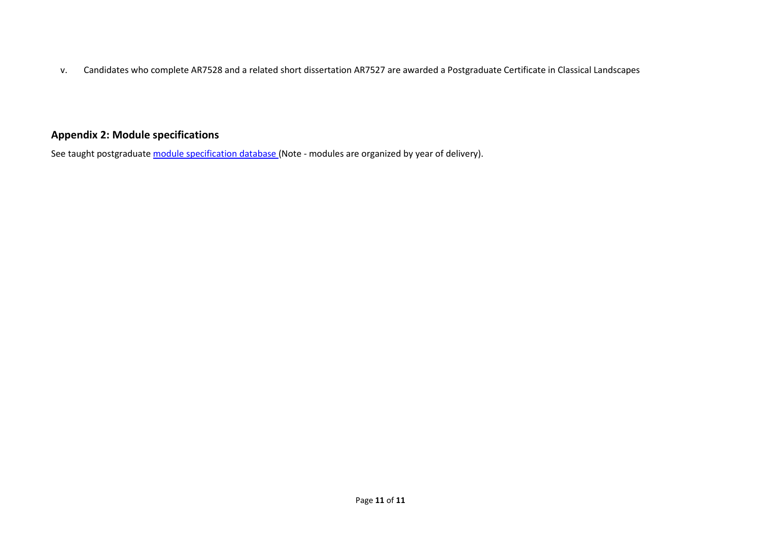v. Candidates who complete AR7528 and a related short dissertation AR7527 are awarded a Postgraduate Certificate in Classical Landscapes

## Appendix 2: Module specifications

See taught postgraduate module specification database (Note - modules are organized by year of delivery).